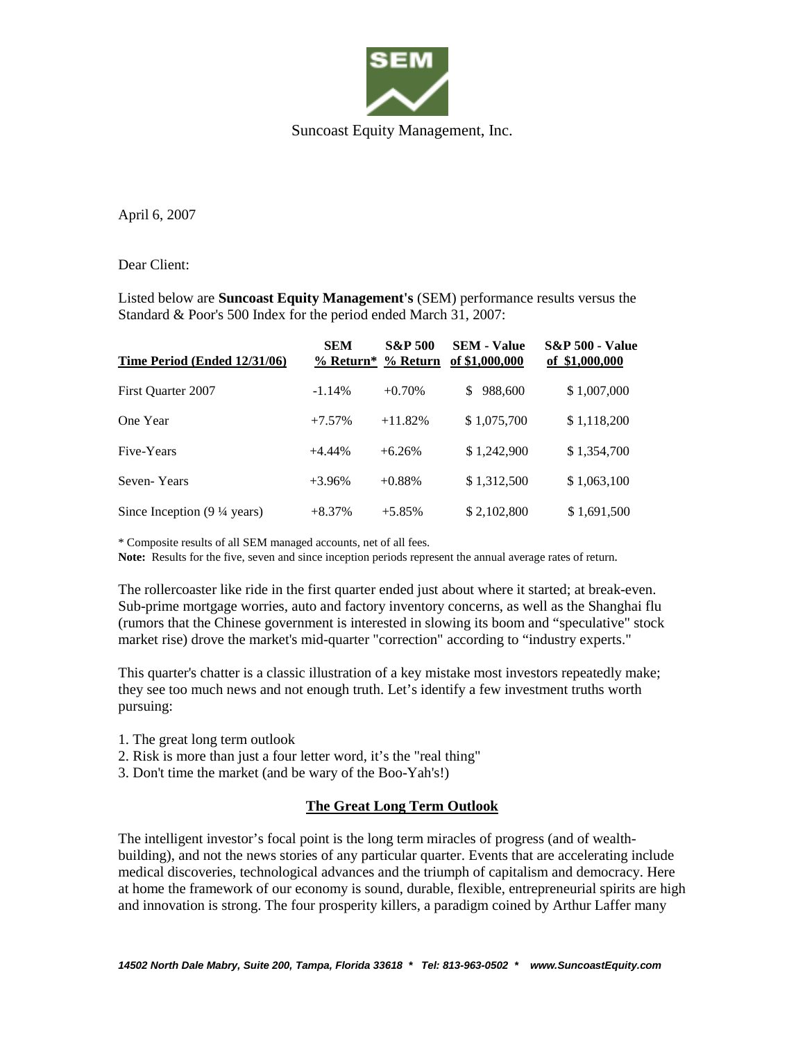Suncoast Equity Management, Inc.

April 6, 2007

Dear Client:

Listed below are **Suncoast Equity Management's** (SEM) performance results versus the Standard & Poor's 500 Index for the period ended March 31, 2007:

| Time Period (Ended 12/31/06) | SEM % Return* | S&P 500 % Return | SEM - Value of $1,000,000 | S&P 500 - Value of $1,000,000 |
|---|---|---|---|---|
| First Quarter 2007 | -1.14% | +0.70% | $ 988,600 | $ 1,007,000 |
| One Year | +7.57% | +11.82% | $ 1,075,700 | $ 1,118,200 |
| Five-Years | +4.44% | +6.26% | $ 1,242,900 | $ 1,354,700 |
| Seven- Years | +3.96% | +0.88% | $ 1,312,500 | $ 1,063,100 |
| Since Inception (9 ¼ years) | +8.37% | +5.85% | $ 2,102,800 | $ 1,691,500 |

* Composite results of all SEM managed accounts, net of all fees.

**Note:** Results for the five, seven and since inception periods represent the annual average rates of return.

The rollercoaster like ride in the first quarter ended just about where it started; at break-even. Sub-prime mortgage worries, auto and factory inventory concerns, as well as the Shanghai flu (rumors that the Chinese government is interested in slowing its boom and "speculative" stock market rise) drove the market's mid-quarter "correction" according to "industry experts."

This quarter's chatter is a classic illustration of a key mistake most investors repeatedly make; they see too much news and not enough truth. Let's identify a few investment truths worth pursuing:

1. The great long term outlook
2. Risk is more than just a four letter word, it's the "real thing"
3. Don't time the market (and be wary of the Boo-Yah's!)

## The Great Long Term Outlook

The intelligent investor's focal point is the long term miracles of progress (and of wealth-building), and not the news stories of any particular quarter. Events that are accelerating include medical discoveries, technological advances and the triumph of capitalism and democracy. Here at home the framework of our economy is sound, durable, flexible, entrepreneurial spirits are high and innovation is strong. The four prosperity killers, a paradigm coined by Arthur Laffer many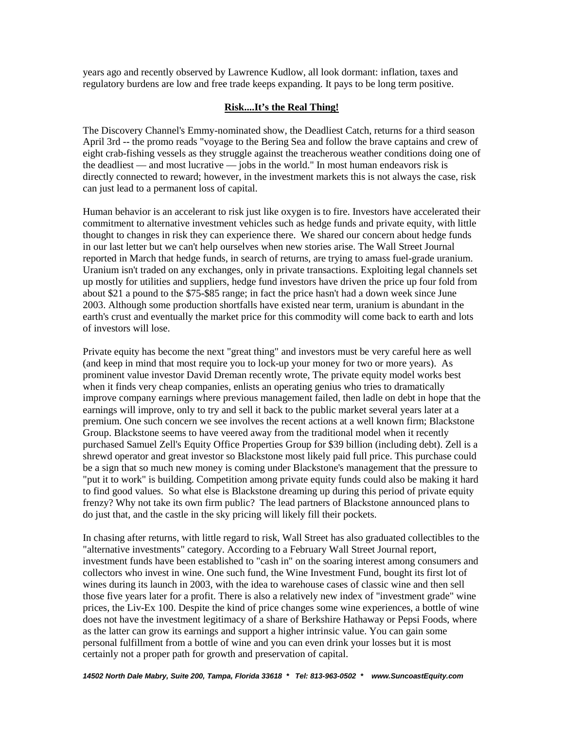years ago and recently observed by Lawrence Kudlow, all look dormant: inflation, taxes and regulatory burdens are low and free trade keeps expanding. It pays to be long term positive.

## **Risk....It's the Real Thing!**

The Discovery Channel's Emmy-nominated show, the Deadliest Catch, returns for a third season April 3rd -- the promo reads "voyage to the Bering Sea and follow the brave captains and crew of eight crab-fishing vessels as they struggle against the treacherous weather conditions doing one of the deadliest — and most lucrative — jobs in the world." In most human endeavors risk is directly connected to reward; however, in the investment markets this is not always the case, risk can just lead to a permanent loss of capital.

Human behavior is an accelerant to risk just like oxygen is to fire. Investors have accelerated their commitment to alternative investment vehicles such as hedge funds and private equity, with little thought to changes in risk they can experience there. We shared our concern about hedge funds in our last letter but we can't help ourselves when new stories arise. The Wall Street Journal reported in March that hedge funds, in search of returns, are trying to amass fuel-grade uranium. Uranium isn't traded on any exchanges, only in private transactions. Exploiting legal channels set up mostly for utilities and suppliers, hedge fund investors have driven the price up four fold from about $21 a pound to the $75-$85 range; in fact the price hasn't had a down week since June 2003. Although some production shortfalls have existed near term, uranium is abundant in the earth's crust and eventually the market price for this commodity will come back to earth and lots of investors will lose.

Private equity has become the next "great thing" and investors must be very careful here as well (and keep in mind that most require you to lock-up your money for two or more years). As prominent value investor David Dreman recently wrote, The private equity model works best when it finds very cheap companies, enlists an operating genius who tries to dramatically improve company earnings where previous management failed, then ladle on debt in hope that the earnings will improve, only to try and sell it back to the public market several years later at a premium. One such concern we see involves the recent actions at a well known firm; Blackstone Group. Blackstone seems to have veered away from the traditional model when it recently purchased Samuel Zell's Equity Office Properties Group for $39 billion (including debt). Zell is a shrewd operator and great investor so Blackstone most likely paid full price. This purchase could be a sign that so much new money is coming under Blackstone's management that the pressure to "put it to work" is building. Competition among private equity funds could also be making it hard to find good values. So what else is Blackstone dreaming up during this period of private equity frenzy? Why not take its own firm public? The lead partners of Blackstone announced plans to do just that, and the castle in the sky pricing will likely fill their pockets.

In chasing after returns, with little regard to risk, Wall Street has also graduated collectibles to the "alternative investments" category. According to a February Wall Street Journal report, investment funds have been established to "cash in" on the soaring interest among consumers and collectors who invest in wine. One such fund, the Wine Investment Fund, bought its first lot of wines during its launch in 2003, with the idea to warehouse cases of classic wine and then sell those five years later for a profit. There is also a relatively new index of "investment grade" wine prices, the Liv-Ex 100. Despite the kind of price changes some wine experiences, a bottle of wine does not have the investment legitimacy of a share of Berkshire Hathaway or Pepsi Foods, where as the latter can grow its earnings and support a higher intrinsic value. You can gain some personal fulfillment from a bottle of wine and you can even drink your losses but it is most certainly not a proper path for growth and preservation of capital.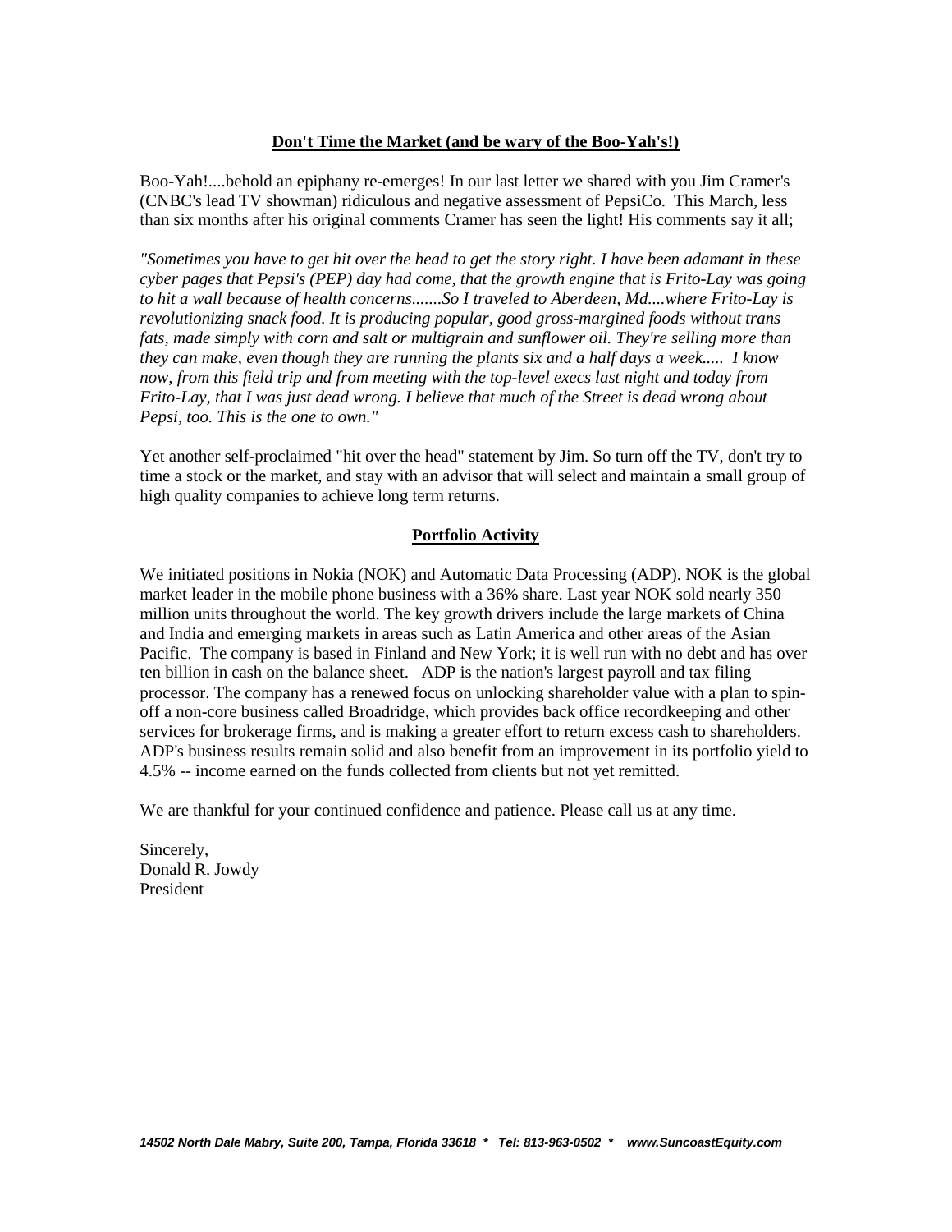## Don't Time the Market (and be wary of the Boo-Yah's!)

Boo-Yah!....behold an epiphany re-emerges! In our last letter we shared with you Jim Cramer's (CNBC's lead TV showman) ridiculous and negative assessment of PepsiCo. This March, less than six months after his original comments Cramer has seen the light! His comments say it all;

*"Sometimes you have to get hit over the head to get the story right. I have been adamant in these cyber pages that Pepsi's (PEP) day had come, that the growth engine that is Frito-Lay was going to hit a wall because of health concerns.......So I traveled to Aberdeen, Md....where Frito-Lay is revolutionizing snack food. It is producing popular, good gross-margined foods without trans fats, made simply with corn and salt or multigrain and sunflower oil. They're selling more than they can make, even though they are running the plants six and a half days a week..... I know now, from this field trip and from meeting with the top-level execs last night and today from Frito-Lay, that I was just dead wrong. I believe that much of the Street is dead wrong about Pepsi, too. This is the one to own."*

Yet another self-proclaimed "hit over the head" statement by Jim. So turn off the TV, don't try to time a stock or the market, and stay with an advisor that will select and maintain a small group of high quality companies to achieve long term returns.

## Portfolio Activity

We initiated positions in Nokia (NOK) and Automatic Data Processing (ADP). NOK is the global market leader in the mobile phone business with a 36% share. Last year NOK sold nearly 350 million units throughout the world. The key growth drivers include the large markets of China and India and emerging markets in areas such as Latin America and other areas of the Asian Pacific. The company is based in Finland and New York; it is well run with no debt and has over ten billion in cash on the balance sheet. ADP is the nation's largest payroll and tax filing processor. The company has a renewed focus on unlocking shareholder value with a plan to spin-off a non-core business called Broadridge, which provides back office recordkeeping and other services for brokerage firms, and is making a greater effort to return excess cash to shareholders. ADP's business results remain solid and also benefit from an improvement in its portfolio yield to 4.5% -- income earned on the funds collected from clients but not yet remitted.

We are thankful for your continued confidence and patience. Please call us at any time.

Sincerely,
Donald R. Jowdy
President